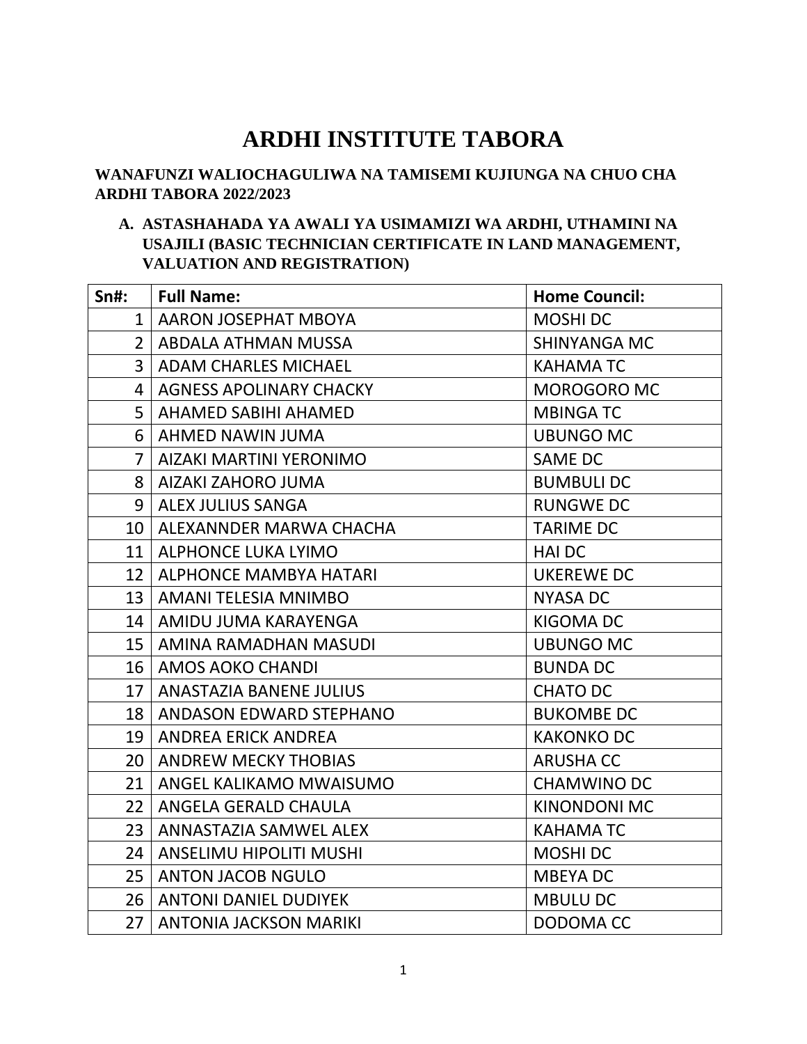# ARDHI INSTITUTE TABORA

**WANAFUNZI WALIOCHAGULIWA NA TAMISEMI KUJIUNGA NA CHUO CHA ARDHI TABORA 2022/2023**

**A. ASTASHAHADA YA AWALI YA USIMAMIZI WA ARDHI, UTHAMINI NA USAJILI (BASIC TECHNICIAN CERTIFICATE IN LAND MANAGEMENT, VALUATION AND REGISTRATION)**

| Sn#: | Full Name: | Home Council: |
|---|---|---|
| 1 | AARON JOSEPHAT MBOYA | MOSHI DC |
| 2 | ABDALA ATHMAN MUSSA | SHINYANGA MC |
| 3 | ADAM CHARLES MICHAEL | KAHAMA TC |
| 4 | AGNESS APOLINARY CHACKY | MOROGORO MC |
| 5 | AHAMED SABIHI AHAMED | MBINGA TC |
| 6 | AHMED NAWIN JUMA | UBUNGO MC |
| 7 | AIZAKI MARTINI YERONIMO | SAME DC |
| 8 | AIZAKI ZAHORO JUMA | BUMBULI DC |
| 9 | ALEX JULIUS SANGA | RUNGWE DC |
| 10 | ALEXANNDER MARWA CHACHA | TARIME DC |
| 11 | ALPHONCE LUKA LYIMO | HAI DC |
| 12 | ALPHONCE MAMBYA HATARI | UKEREWE DC |
| 13 | AMANI TELESIA MNIMBO | NYASA DC |
| 14 | AMIDU JUMA KARAYENGA | KIGOMA DC |
| 15 | AMINA RAMADHAN MASUDI | UBUNGO MC |
| 16 | AMOS AOKO CHANDI | BUNDA DC |
| 17 | ANASTAZIA BANENE JULIUS | CHATO DC |
| 18 | ANDASON EDWARD STEPHANO | BUKOMBE DC |
| 19 | ANDREA ERICK ANDREA | KAKONKO DC |
| 20 | ANDREW MECKY THOBIAS | ARUSHA CC |
| 21 | ANGEL KALIKAMO MWAISUMO | CHAMWINO DC |
| 22 | ANGELA GERALD CHAULA | KINONDONI MC |
| 23 | ANNASTAZIA SAMWEL ALEX | KAHAMA TC |
| 24 | ANSELIMU HIPOLITI MUSHI | MOSHI DC |
| 25 | ANTON JACOB NGULO | MBEYA DC |
| 26 | ANTONI DANIEL DUDIYEK | MBULU DC |
| 27 | ANTONIA JACKSON MARIKI | DODOMA CC |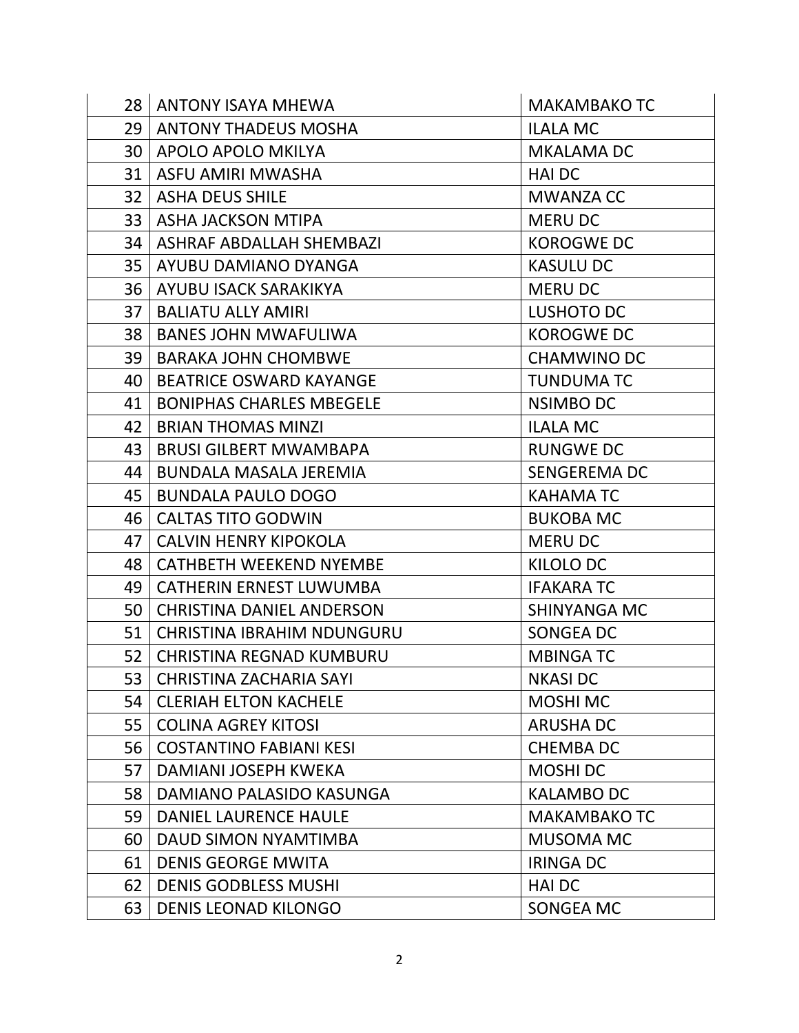| | | |
|---|---|---|
| 28 | ANTONY ISAYA MHEWA | MAKAMBAKO TC |
| 29 | ANTONY THADEUS MOSHA | ILALA MC |
| 30 | APOLO APOLO MKILYA | MKALAMA DC |
| 31 | ASFU AMIRI MWASHA | HAI DC |
| 32 | ASHA DEUS SHILE | MWANZA CC |
| 33 | ASHA JACKSON MTIPA | MERU DC |
| 34 | ASHRAF ABDALLAH SHEMBAZI | KOROGWE DC |
| 35 | AYUBU DAMIANO DYANGA | KASULU DC |
| 36 | AYUBU ISACK SARAKIKYA | MERU DC |
| 37 | BALIATU ALLY AMIRI | LUSHOTO DC |
| 38 | BANES JOHN MWAFULIWA | KOROGWE DC |
| 39 | BARAKA JOHN CHOMBWE | CHAMWINO DC |
| 40 | BEATRICE OSWARD KAYANGE | TUNDUMA TC |
| 41 | BONIPHAS CHARLES MBEGELE | NSIMBO DC |
| 42 | BRIAN THOMAS MINZI | ILALA MC |
| 43 | BRUSI GILBERT MWAMBAPA | RUNGWE DC |
| 44 | BUNDALA MASALA JEREMIA | SENGEREMA DC |
| 45 | BUNDALA PAULO DOGO | KAHAMA TC |
| 46 | CALTAS TITO GODWIN | BUKOBA MC |
| 47 | CALVIN HENRY KIPOKOLA | MERU DC |
| 48 | CATHBETH WEEKEND NYEMBE | KILOLO DC |
| 49 | CATHERIN ERNEST LUWUMBA | IFAKARA TC |
| 50 | CHRISTINA DANIEL ANDERSON | SHINYANGA MC |
| 51 | CHRISTINA IBRAHIM NDUNGURU | SONGEA DC |
| 52 | CHRISTINA REGNAD KUMBURU | MBINGA TC |
| 53 | CHRISTINA ZACHARIA SAYI | NKASI DC |
| 54 | CLERIAH ELTON KACHELE | MOSHI MC |
| 55 | COLINA AGREY KITOSI | ARUSHA DC |
| 56 | COSTANTINO FABIANI KESI | CHEMBA DC |
| 57 | DAMIANI JOSEPH KWEKA | MOSHI DC |
| 58 | DAMIANO PALASIDO KASUNGA | KALAMBO DC |
| 59 | DANIEL LAURENCE HAULE | MAKAMBAKO TC |
| 60 | DAUD SIMON NYAMTIMBA | MUSOMA MC |
| 61 | DENIS GEORGE MWITA | IRINGA DC |
| 62 | DENIS GODBLESS MUSHI | HAI DC |
| 63 | DENIS LEONAD KILONGO | SONGEA MC |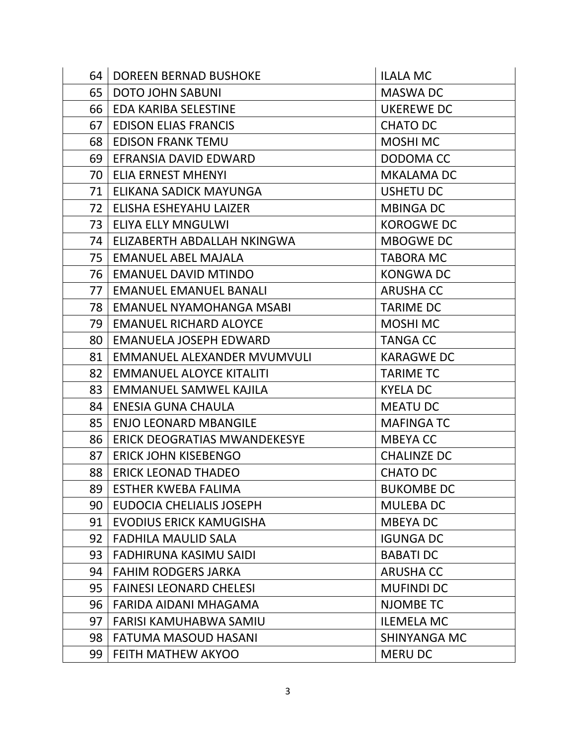| | | |
|---|---|---|
| 64 | DOREEN BERNAD BUSHOKE | ILALA MC |
| 65 | DOTO JOHN SABUNI | MASWA DC |
| 66 | EDA KARIBA SELESTINE | UKEREWE DC |
| 67 | EDISON ELIAS FRANCIS | CHATO DC |
| 68 | EDISON FRANK TEMU | MOSHI MC |
| 69 | EFRANSIA DAVID EDWARD | DODOMA CC |
| 70 | ELIA ERNEST MHENYI | MKALAMA DC |
| 71 | ELIKANA SADICK MAYUNGA | USHETU DC |
| 72 | ELISHA ESHEYAHU LAIZER | MBINGA DC |
| 73 | ELIYA ELLY MNGULWI | KOROGWE DC |
| 74 | ELIZABERTH ABDALLAH NKINGWA | MBOGWE DC |
| 75 | EMANUEL ABEL MAJALA | TABORA MC |
| 76 | EMANUEL DAVID MTINDO | KONGWA DC |
| 77 | EMANUEL EMANUEL BANALI | ARUSHA CC |
| 78 | EMANUEL NYAMOHANGA MSABI | TARIME DC |
| 79 | EMANUEL RICHARD ALOYCE | MOSHI MC |
| 80 | EMANUELA JOSEPH EDWARD | TANGA CC |
| 81 | EMMANUEL ALEXANDER MVUMVULI | KARAGWE DC |
| 82 | EMMANUEL ALOYCE KITALITI | TARIME TC |
| 83 | EMMANUEL SAMWEL KAJILA | KYELA DC |
| 84 | ENESIA GUNA CHAULA | MEATU DC |
| 85 | ENJO LEONARD MBANGILE | MAFINGA TC |
| 86 | ERICK DEOGRATIAS MWANDEKESYE | MBEYA CC |
| 87 | ERICK JOHN KISEBENGO | CHALINZE DC |
| 88 | ERICK LEONAD THADEO | CHATO DC |
| 89 | ESTHER KWEBA FALIMA | BUKOMBE DC |
| 90 | EUDOCIA CHELIALIS JOSEPH | MULEBA DC |
| 91 | EVODIUS ERICK KAMUGISHA | MBEYA DC |
| 92 | FADHILA MAULID SALA | IGUNGA DC |
| 93 | FADHIRUNA KASIMU SAIDI | BABATI DC |
| 94 | FAHIM RODGERS JARKA | ARUSHA CC |
| 95 | FAINESI LEONARD CHELESI | MUFINDI DC |
| 96 | FARIDA AIDANI MHAGAMA | NJOMBE TC |
| 97 | FARISI KAMUHABWA SAMIU | ILEMELA MC |
| 98 | FATUMA MASOUD HASANI | SHINYANGA MC |
| 99 | FEITH MATHEW AKYOO | MERU DC |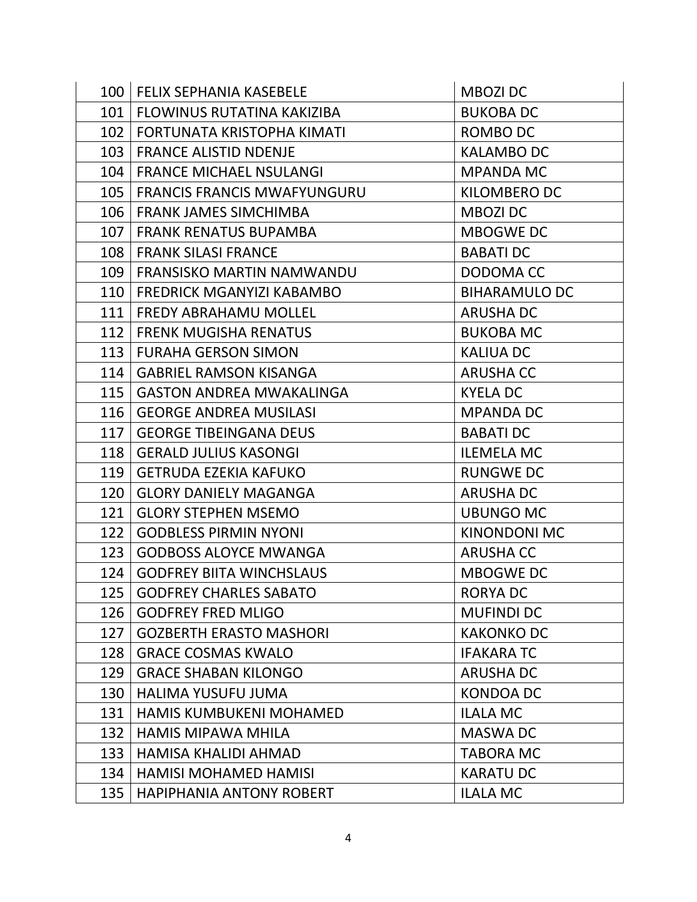| | | |
|---|---|---|
| 100 | FELIX SEPHANIA KASEBELE | MBOZI DC |
| 101 | FLOWINUS RUTATINA KAKIZIBA | BUKOBA DC |
| 102 | FORTUNATA KRISTOPHA KIMATI | ROMBO DC |
| 103 | FRANCE ALISTID NDENJE | KALAMBO DC |
| 104 | FRANCE MICHAEL NSULANGI | MPANDA MC |
| 105 | FRANCIS FRANCIS MWAFYUNGURU | KILOMBERO DC |
| 106 | FRANK JAMES SIMCHIMBA | MBOZI DC |
| 107 | FRANK RENATUS BUPAMBA | MBOGWE DC |
| 108 | FRANK SILASI FRANCE | BABATI DC |
| 109 | FRANSISKO MARTIN NAMWANDU | DODOMA CC |
| 110 | FREDRICK MGANYIZI KABAMBO | BIHARAMULO DC |
| 111 | FREDY ABRAHAMU MOLLEL | ARUSHA DC |
| 112 | FRENK MUGISHA RENATUS | BUKOBA MC |
| 113 | FURAHA GERSON SIMON | KALIUA DC |
| 114 | GABRIEL RAMSON KISANGA | ARUSHA CC |
| 115 | GASTON ANDREA MWAKALINGA | KYELA DC |
| 116 | GEORGE ANDREA MUSILASI | MPANDA DC |
| 117 | GEORGE TIBEINGANA DEUS | BABATI DC |
| 118 | GERALD JULIUS KASONGI | ILEMELA MC |
| 119 | GETRUDA EZEKIA KAFUKO | RUNGWE DC |
| 120 | GLORY DANIELY MAGANGA | ARUSHA DC |
| 121 | GLORY STEPHEN MSEMO | UBUNGO MC |
| 122 | GODBLESS PIRMIN NYONI | KINONDONI MC |
| 123 | GODBOSS ALOYCE MWANGA | ARUSHA CC |
| 124 | GODFREY BIITA WINCHSLAUS | MBOGWE DC |
| 125 | GODFREY CHARLES SABATO | RORYA DC |
| 126 | GODFREY FRED MLIGO | MUFINDI DC |
| 127 | GOZBERTH ERASTO MASHORI | KAKONKO DC |
| 128 | GRACE COSMAS KWALO | IFAKARA TC |
| 129 | GRACE SHABAN KILONGO | ARUSHA DC |
| 130 | HALIMA YUSUFU JUMA | KONDOA DC |
| 131 | HAMIS KUMBUKENI MOHAMED | ILALA MC |
| 132 | HAMIS MIPAWA MHILA | MASWA DC |
| 133 | HAMISA KHALIDI AHMAD | TABORA MC |
| 134 | HAMISI MOHAMED HAMISI | KARATU DC |
| 135 | HAPIPHANIA ANTONY ROBERT | ILALA MC |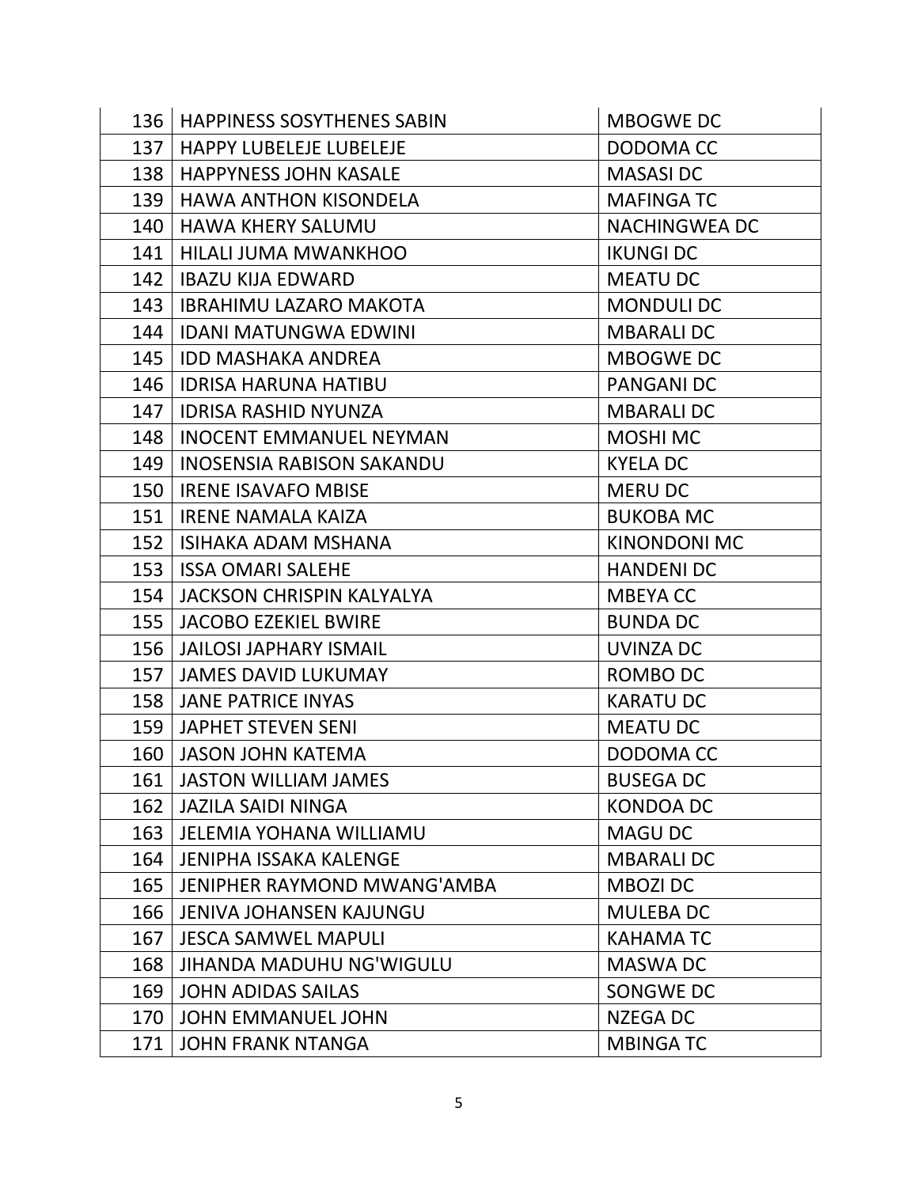| 136 | HAPPINESS SOSYTHENES SABIN | MBOGWE DC |
|---|---|---|
| 137 | HAPPY LUBELEJE LUBELEJE | DODOMA CC |
| 138 | HAPPYNESS JOHN KASALE | MASASI DC |
| 139 | HAWA ANTHON KISONDELA | MAFINGA TC |
| 140 | HAWA KHERY SALUMU | NACHINGWEA DC |
| 141 | HILALI JUMA MWANKHOO | IKUNGI DC |
| 142 | IBAZU KIJA EDWARD | MEATU DC |
| 143 | IBRAHIMU LAZARO MAKOTA | MONDULI DC |
| 144 | IDANI MATUNGWA EDWINI | MBARALI DC |
| 145 | IDD MASHAKA ANDREA | MBOGWE DC |
| 146 | IDRISA HARUNA HATIBU | PANGANI DC |
| 147 | IDRISA RASHID NYUNZA | MBARALI DC |
| 148 | INOCENT EMMANUEL NEYMAN | MOSHI MC |
| 149 | INOSENSIA RABISON SAKANDU | KYELA DC |
| 150 | IRENE ISAVAFO MBISE | MERU DC |
| 151 | IRENE NAMALA KAIZA | BUKOBA MC |
| 152 | ISIHAKA ADAM MSHANA | KINONDONI MC |
| 153 | ISSA OMARI SALEHE | HANDENI DC |
| 154 | JACKSON CHRISPIN KALYALYA | MBEYA CC |
| 155 | JACOBO EZEKIEL BWIRE | BUNDA DC |
| 156 | JAILOSI JAPHARY ISMAIL | UVINZA DC |
| 157 | JAMES DAVID LUKUMAY | ROMBO DC |
| 158 | JANE PATRICE INYAS | KARATU DC |
| 159 | JAPHET STEVEN SENI | MEATU DC |
| 160 | JASON JOHN KATEMA | DODOMA CC |
| 161 | JASTON WILLIAM JAMES | BUSEGA DC |
| 162 | JAZILA SAIDI NINGA | KONDOA DC |
| 163 | JELEMIA YOHANA WILLIAMU | MAGU DC |
| 164 | JENIPHA ISSAKA KALENGE | MBARALI DC |
| 165 | JENIPHER RAYMOND MWANG'AMBA | MBOZI DC |
| 166 | JENIVA JOHANSEN KAJUNGU | MULEBA DC |
| 167 | JESCA SAMWEL MAPULI | KAHAMA TC |
| 168 | JIHANDA MADUHU NG'WIGULU | MASWA DC |
| 169 | JOHN ADIDAS SAILAS | SONGWE DC |
| 170 | JOHN EMMANUEL JOHN | NZEGA DC |
| 171 | JOHN FRANK NTANGA | MBINGA TC |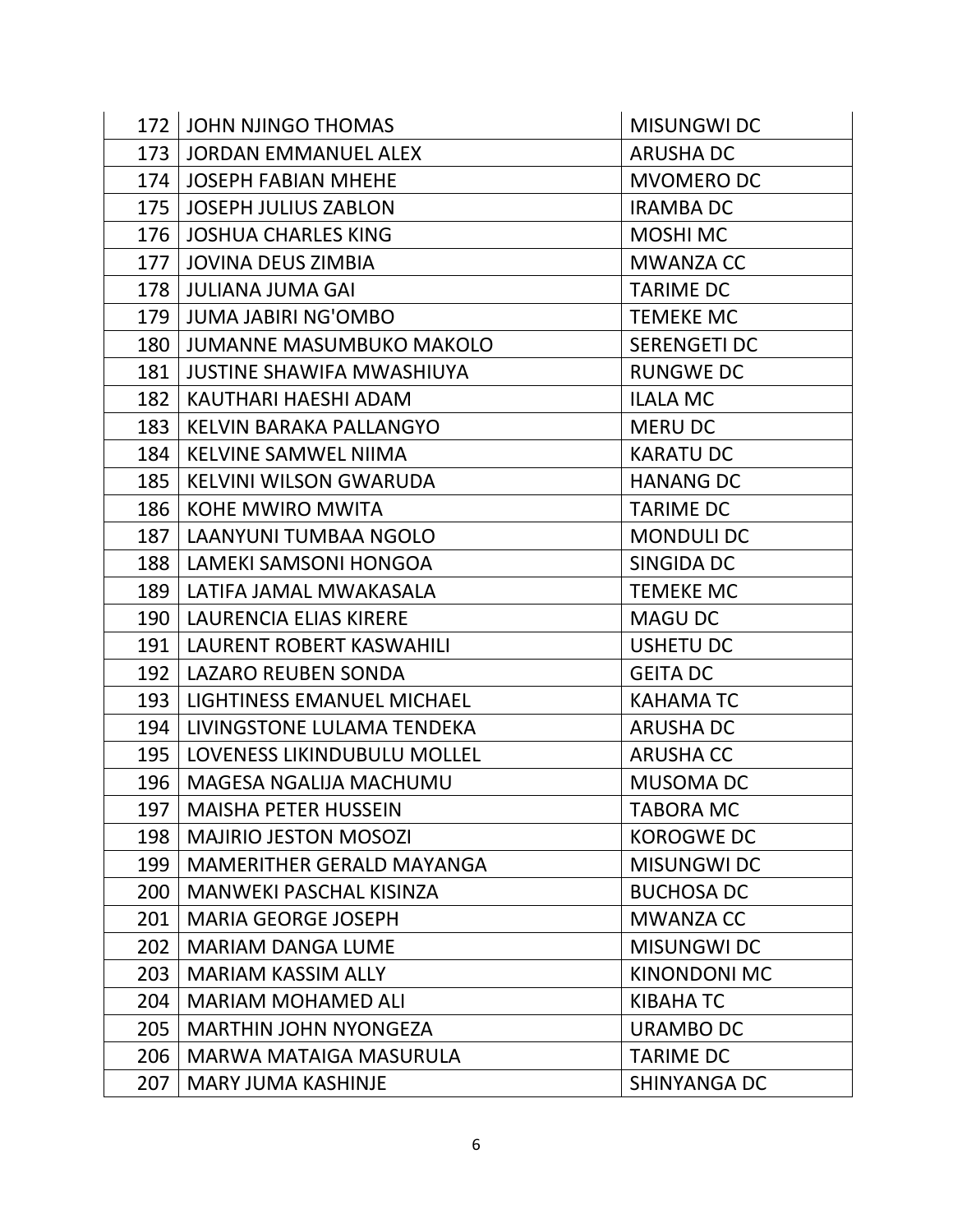| 172 | JOHN NJINGO THOMAS | MISUNGWI DC |
|---|---|---|
| 173 | JORDAN EMMANUEL ALEX | ARUSHA DC |
| 174 | JOSEPH FABIAN MHEHE | MVOMERO DC |
| 175 | JOSEPH JULIUS ZABLON | IRAMBA DC |
| 176 | JOSHUA CHARLES KING | MOSHI MC |
| 177 | JOVINA DEUS ZIMBIA | MWANZA CC |
| 178 | JULIANA JUMA GAI | TARIME DC |
| 179 | JUMA JABIRI NG'OMBO | TEMEKE MC |
| 180 | JUMANNE MASUMBUKO MAKOLO | SERENGETI DC |
| 181 | JUSTINE SHAWIFA MWASHIUYA | RUNGWE DC |
| 182 | KAUTHARI HAESHI ADAM | ILALA MC |
| 183 | KELVIN BARAKA PALLANGYO | MERU DC |
| 184 | KELVINE SAMWEL NIIMA | KARATU DC |
| 185 | KELVINI WILSON GWARUDA | HANANG DC |
| 186 | KOHE MWIRO MWITA | TARIME DC |
| 187 | LAANYUNI TUMBAA NGOLO | MONDULI DC |
| 188 | LAMEKI SAMSONI HONGOA | SINGIDA DC |
| 189 | LATIFA JAMAL MWAKASALA | TEMEKE MC |
| 190 | LAURENCIA ELIAS KIRERE | MAGU DC |
| 191 | LAURENT ROBERT KASWAHILI | USHETU DC |
| 192 | LAZARO REUBEN SONDA | GEITA DC |
| 193 | LIGHTINESS EMANUEL MICHAEL | KAHAMA TC |
| 194 | LIVINGSTONE LULAMA TENDEKA | ARUSHA DC |
| 195 | LOVENESS LIKINDUBULU MOLLEL | ARUSHA CC |
| 196 | MAGESA NGALIJA MACHUMU | MUSOMA DC |
| 197 | MAISHA PETER HUSSEIN | TABORA MC |
| 198 | MAJIRIO JESTON MOSOZI | KOROGWE DC |
| 199 | MAMERITHER GERALD MAYANGA | MISUNGWI DC |
| 200 | MANWEKI PASCHAL KISINZA | BUCHOSA DC |
| 201 | MARIA GEORGE JOSEPH | MWANZA CC |
| 202 | MARIAM DANGA LUME | MISUNGWI DC |
| 203 | MARIAM KASSIM ALLY | KINONDONI MC |
| 204 | MARIAM MOHAMED ALI | KIBAHA TC |
| 205 | MARTHIN JOHN NYONGEZA | URAMBO DC |
| 206 | MARWA MATAIGA MASURULA | TARIME DC |
| 207 | MARY JUMA KASHINJE | SHINYANGA DC |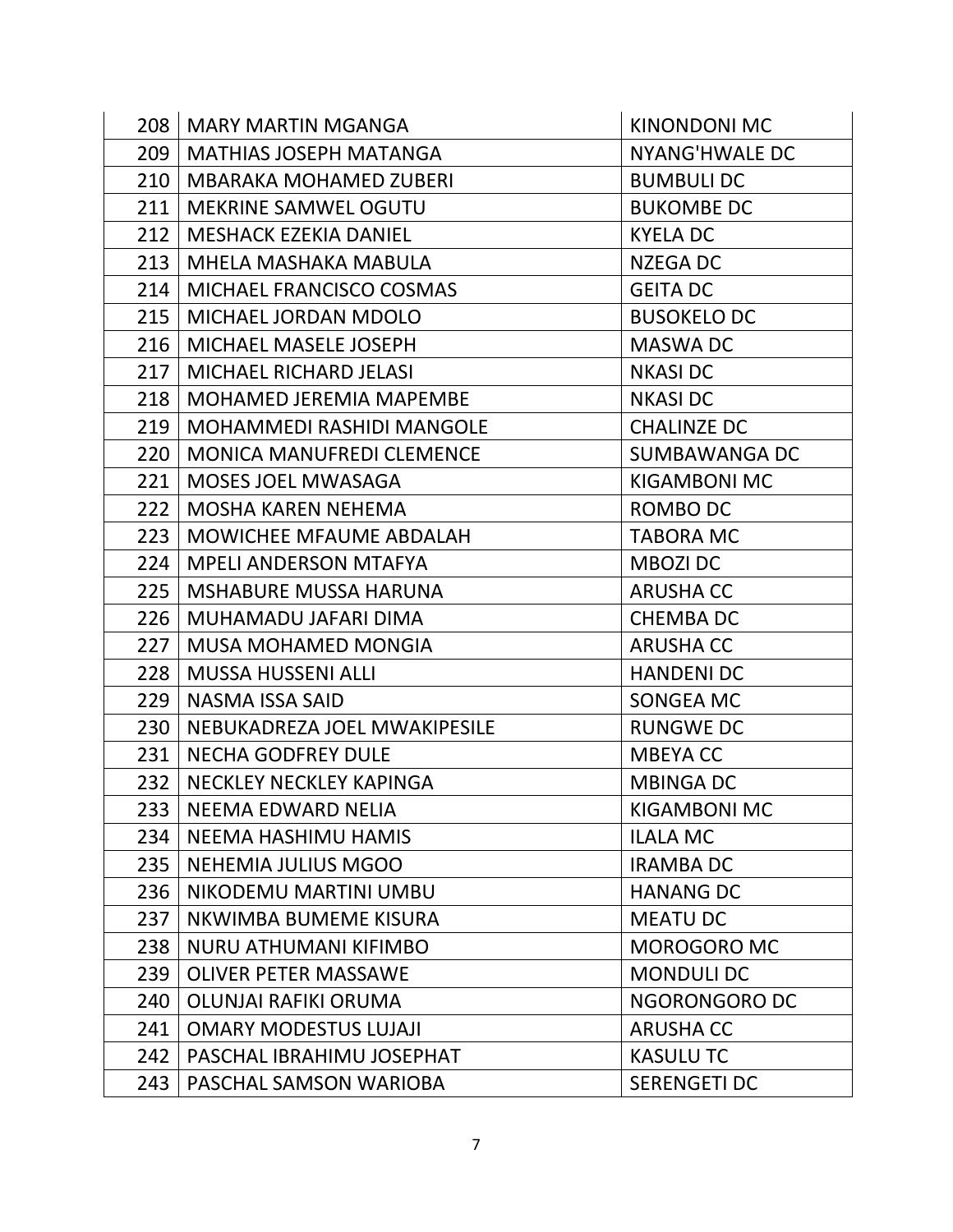| | | |
|---|---|---|
| 208 | MARY MARTIN MGANGA | KINONDONI MC |
| 209 | MATHIAS JOSEPH MATANGA | NYANG'HWALE DC |
| 210 | MBARAKA MOHAMED ZUBERI | BUMBULI DC |
| 211 | MEKRINE SAMWEL OGUTU | BUKOMBE DC |
| 212 | MESHACK EZEKIA DANIEL | KYELA DC |
| 213 | MHELA MASHAKA MABULA | NZEGA DC |
| 214 | MICHAEL FRANCISCO COSMAS | GEITA DC |
| 215 | MICHAEL JORDAN MDOLO | BUSOKELO DC |
| 216 | MICHAEL MASELE JOSEPH | MASWA DC |
| 217 | MICHAEL RICHARD JELASI | NKASI DC |
| 218 | MOHAMED JEREMIA MAPEMBE | NKASI DC |
| 219 | MOHAMMEDI RASHIDI MANGOLE | CHALINZE DC |
| 220 | MONICA MANUFREDI CLEMENCE | SUMBAWANGA DC |
| 221 | MOSES JOEL MWASAGA | KIGAMBONI MC |
| 222 | MOSHA KAREN NEHEMA | ROMBO DC |
| 223 | MOWICHEE MFAUME ABDALAH | TABORA MC |
| 224 | MPELI ANDERSON MTAFYA | MBOZI DC |
| 225 | MSHABURE MUSSA HARUNA | ARUSHA CC |
| 226 | MUHAMADU JAFARI DIMA | CHEMBA DC |
| 227 | MUSA MOHAMED MONGIA | ARUSHA CC |
| 228 | MUSSA HUSSENI ALLI | HANDENI DC |
| 229 | NASMA ISSA SAID | SONGEA MC |
| 230 | NEBUKADREZA JOEL MWAKIPESILE | RUNGWE DC |
| 231 | NECHA GODFREY DULE | MBEYA CC |
| 232 | NECKLEY NECKLEY KAPINGA | MBINGA DC |
| 233 | NEEMA EDWARD NELIA | KIGAMBONI MC |
| 234 | NEEMA HASHIMU HAMIS | ILALA MC |
| 235 | NEHEMIA JULIUS MGOO | IRAMBA DC |
| 236 | NIKODEMU MARTINI UMBU | HANANG DC |
| 237 | NKWIMBA BUMEME KISURA | MEATU DC |
| 238 | NURU ATHUMANI KIFIMBO | MOROGORO MC |
| 239 | OLIVER PETER MASSAWE | MONDULI DC |
| 240 | OLUNJAI RAFIKI ORUMA | NGORONGORO DC |
| 241 | OMARY MODESTUS LUJAJI | ARUSHA CC |
| 242 | PASCHAL IBRAHIMU JOSEPHAT | KASULU TC |
| 243 | PASCHAL SAMSON WARIOBA | SERENGETI DC |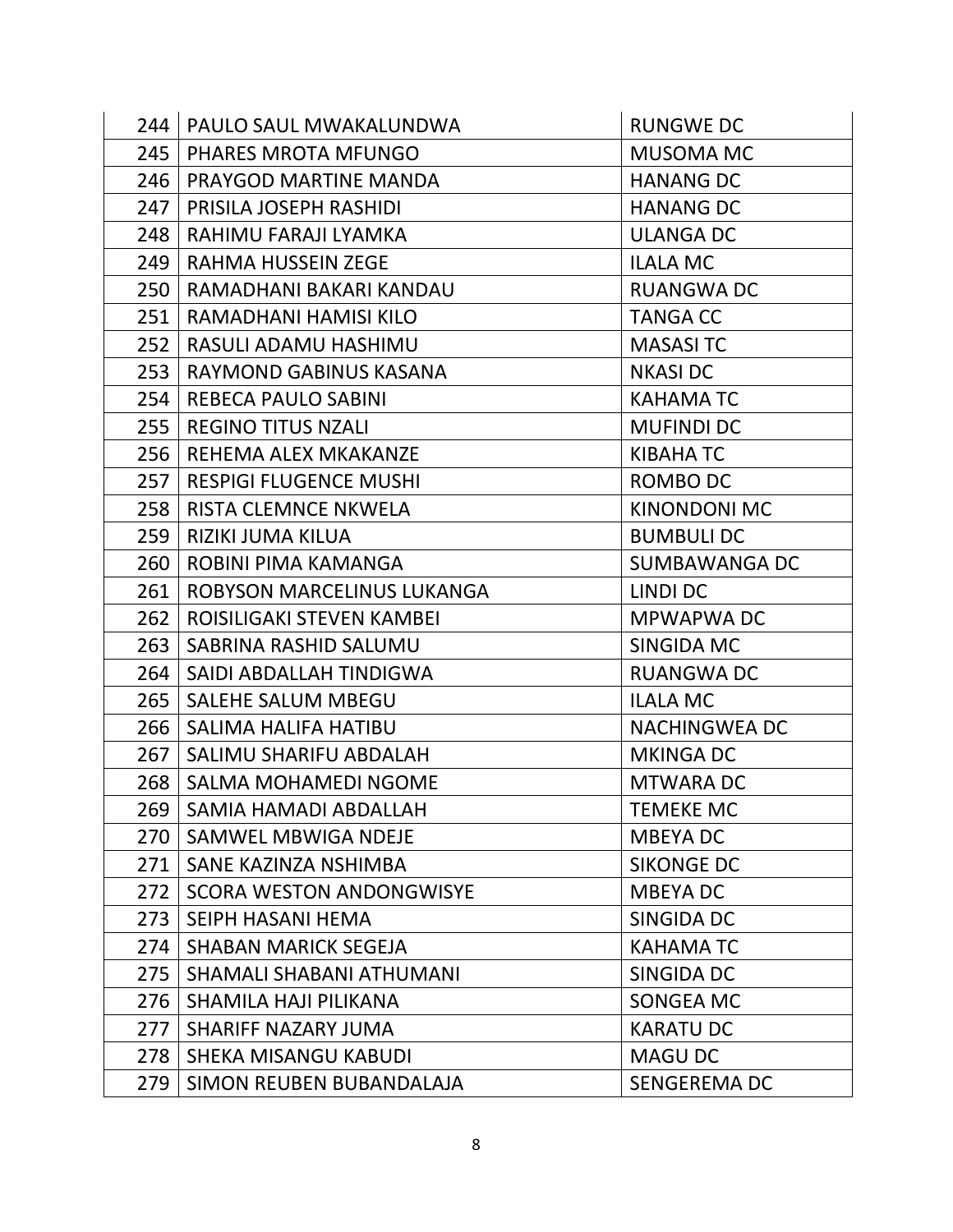| | | |
|---|---|---|
| 244 | PAULO SAUL MWAKALUNDWA | RUNGWE DC |
| 245 | PHARES MROTA MFUNGO | MUSOMA MC |
| 246 | PRAYGOD MARTINE MANDA | HANANG DC |
| 247 | PRISILA JOSEPH RASHIDI | HANANG DC |
| 248 | RAHIMU FARAJI LYAMKA | ULANGA DC |
| 249 | RAHMA HUSSEIN ZEGE | ILALA MC |
| 250 | RAMADHANI BAKARI KANDAU | RUANGWA DC |
| 251 | RAMADHANI HAMISI KILO | TANGA CC |
| 252 | RASULI ADAMU HASHIMU | MASASI TC |
| 253 | RAYMOND GABINUS KASANA | NKASI DC |
| 254 | REBECA PAULO SABINI | KAHAMA TC |
| 255 | REGINO TITUS NZALI | MUFINDI DC |
| 256 | REHEMA ALEX MKAKANZE | KIBAHA TC |
| 257 | RESPIGI FLUGENCE MUSHI | ROMBO DC |
| 258 | RISTA CLEMNCE NKWELA | KINONDONI MC |
| 259 | RIZIKI JUMA KILUA | BUMBULI DC |
| 260 | ROBINI PIMA KAMANGA | SUMBAWANGA DC |
| 261 | ROBYSON MARCELINUS LUKANGA | LINDI DC |
| 262 | ROISILIGAKI STEVEN KAMBEI | MPWAPWA DC |
| 263 | SABRINA RASHID SALUMU | SINGIDA MC |
| 264 | SAIDI ABDALLAH TINDIGWA | RUANGWA DC |
| 265 | SALEHE SALUM MBEGU | ILALA MC |
| 266 | SALIMA HALIFA HATIBU | NACHINGWEA DC |
| 267 | SALIMU SHARIFU ABDALAH | MKINGA DC |
| 268 | SALMA MOHAMEDI NGOME | MTWARA DC |
| 269 | SAMIA HAMADI ABDALLAH | TEMEKE MC |
| 270 | SAMWEL MBWIGA NDEJE | MBEYA DC |
| 271 | SANE KAZINZA NSHIMBA | SIKONGE DC |
| 272 | SCORA WESTON ANDONGWISYE | MBEYA DC |
| 273 | SEIPH HASANI HEMA | SINGIDA DC |
| 274 | SHABAN MARICK SEGEJA | KAHAMA TC |
| 275 | SHAMALI SHABANI ATHUMANI | SINGIDA DC |
| 276 | SHAMILA HAJI PILIKANA | SONGEA MC |
| 277 | SHARIFF NAZARY JUMA | KARATU DC |
| 278 | SHEKA MISANGU KABUDI | MAGU DC |
| 279 | SIMON REUBEN BUBANDALAJA | SENGEREMA DC |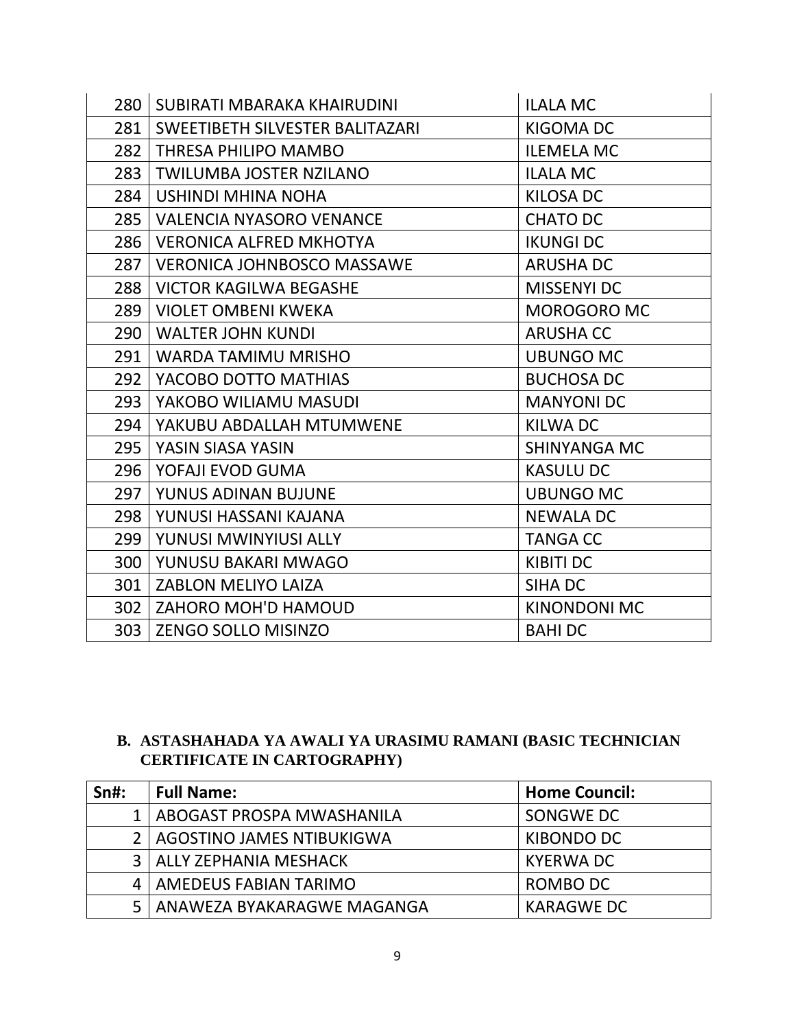| | | |
|---|---|---|
| 280 | SUBIRATI MBARAKA KHAIRUDINI | ILALA MC |
| 281 | SWEETIBETH SILVESTER BALITAZARI | KIGOMA DC |
| 282 | THRESA PHILIPO MAMBO | ILEMELA MC |
| 283 | TWILUMBA JOSTER NZILANO | ILALA MC |
| 284 | USHINDI MHINA NOHA | KILOSA DC |
| 285 | VALENCIA NYASORO VENANCE | CHATO DC |
| 286 | VERONICA ALFRED MKHOTYA | IKUNGI DC |
| 287 | VERONICA JOHNBOSCO MASSAWE | ARUSHA DC |
| 288 | VICTOR KAGILWA BEGASHE | MISSENYI DC |
| 289 | VIOLET OMBENI KWEKA | MOROGORO MC |
| 290 | WALTER JOHN KUNDI | ARUSHA CC |
| 291 | WARDA TAMIMU MRISHO | UBUNGO MC |
| 292 | YACOBO DOTTO MATHIAS | BUCHOSA DC |
| 293 | YAKOBO WILIAMU MASUDI | MANYONI DC |
| 294 | YAKUBU ABDALLAH MTUMWENE | KILWA DC |
| 295 | YASIN SIASA YASIN | SHINYANGA MC |
| 296 | YOFAJI EVOD GUMA | KASULU DC |
| 297 | YUNUS ADINAN BUJUNE | UBUNGO MC |
| 298 | YUNUSI HASSANI KAJANA | NEWALA DC |
| 299 | YUNUSI MWINYIUSI ALLY | TANGA CC |
| 300 | YUNUSU BAKARI MWAGO | KIBITI DC |
| 301 | ZABLON MELIYO LAIZA | SIHA DC |
| 302 | ZAHORO MOH'D HAMOUD | KINONDONI MC |
| 303 | ZENGO SOLLO MISINZO | BAHI DC |

## B. ASTASHAHADA YA AWALI YA URASIMU RAMANI (BASIC TECHNICIAN CERTIFICATE IN CARTOGRAPHY)

| Sn#: | Full Name: | Home Council: |
|---|---|---|
| 1 | ABOGAST PROSPA MWASHANILA | SONGWE DC |
| 2 | AGOSTINO JAMES NTIBUKIGWA | KIBONDO DC |
| 3 | ALLY ZEPHANIA MESHACK | KYERWA DC |
| 4 | AMEDEUS FABIAN TARIMO | ROMBO DC |
| 5 | ANAWEZA BYAKARAGWE MAGANGA | KARAGWE DC |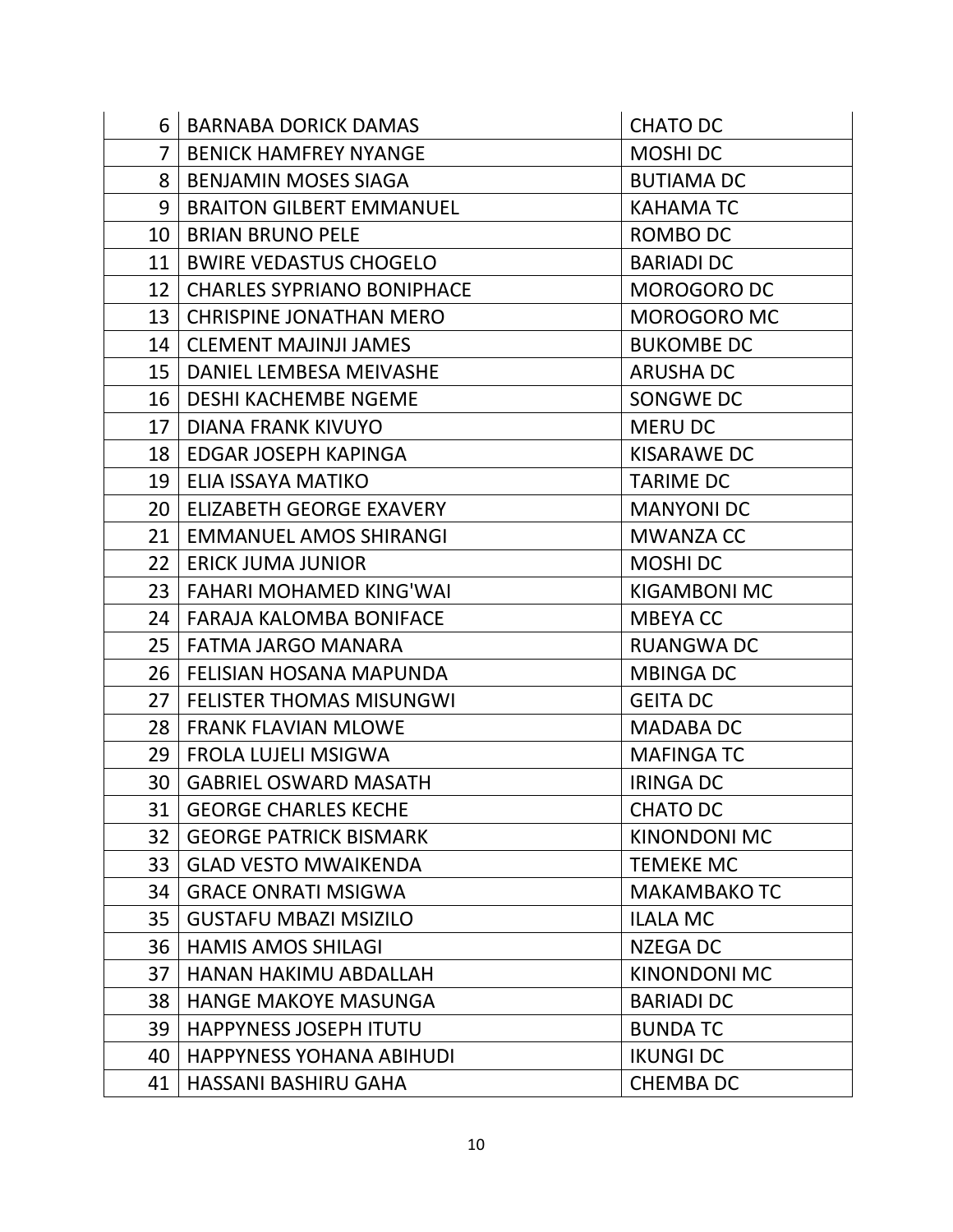| | | |
|---|---|---|
| 6 | BARNABA DORICK DAMAS | CHATO DC |
| 7 | BENICK HAMFREY NYANGE | MOSHI DC |
| 8 | BENJAMIN MOSES SIAGA | BUTIAMA DC |
| 9 | BRAITON GILBERT EMMANUEL | KAHAMA TC |
| 10 | BRIAN BRUNO PELE | ROMBO DC |
| 11 | BWIRE VEDASTUS CHOGELO | BARIADI DC |
| 12 | CHARLES SYPRIANO BONIPHACE | MOROGORO DC |
| 13 | CHRISPINE JONATHAN MERO | MOROGORO MC |
| 14 | CLEMENT MAJINJI JAMES | BUKOMBE DC |
| 15 | DANIEL LEMBESA MEIVASHE | ARUSHA DC |
| 16 | DESHI KACHEMBE NGEME | SONGWE DC |
| 17 | DIANA FRANK KIVUYO | MERU DC |
| 18 | EDGAR JOSEPH KAPINGA | KISARAWE DC |
| 19 | ELIA ISSAYA MATIKO | TARIME DC |
| 20 | ELIZABETH GEORGE EXAVERY | MANYONI DC |
| 21 | EMMANUEL AMOS SHIRANGI | MWANZA CC |
| 22 | ERICK JUMA JUNIOR | MOSHI DC |
| 23 | FAHARI MOHAMED KING'WAI | KIGAMBONI MC |
| 24 | FARAJA KALOMBA BONIFACE | MBEYA CC |
| 25 | FATMA JARGO MANARA | RUANGWA DC |
| 26 | FELISIAN HOSANA MAPUNDA | MBINGA DC |
| 27 | FELISTER THOMAS MISUNGWI | GEITA DC |
| 28 | FRANK FLAVIAN MLOWE | MADABA DC |
| 29 | FROLA LUJELI MSIGWA | MAFINGA TC |
| 30 | GABRIEL OSWARD MASATH | IRINGA DC |
| 31 | GEORGE CHARLES KECHE | CHATO DC |
| 32 | GEORGE PATRICK BISMARK | KINONDONI MC |
| 33 | GLAD VESTO MWAIKENDA | TEMEKE MC |
| 34 | GRACE ONRATI MSIGWA | MAKAMBAKO TC |
| 35 | GUSTAFU MBAZI MSIZILO | ILALA MC |
| 36 | HAMIS AMOS SHILAGI | NZEGA DC |
| 37 | HANAN HAKIMU ABDALLAH | KINONDONI MC |
| 38 | HANGE MAKOYE MASUNGA | BARIADI DC |
| 39 | HAPPYNESS JOSEPH ITUTU | BUNDA TC |
| 40 | HAPPYNESS YOHANA ABIHUDI | IKUNGI DC |
| 41 | HASSANI BASHIRU GAHA | CHEMBA DC |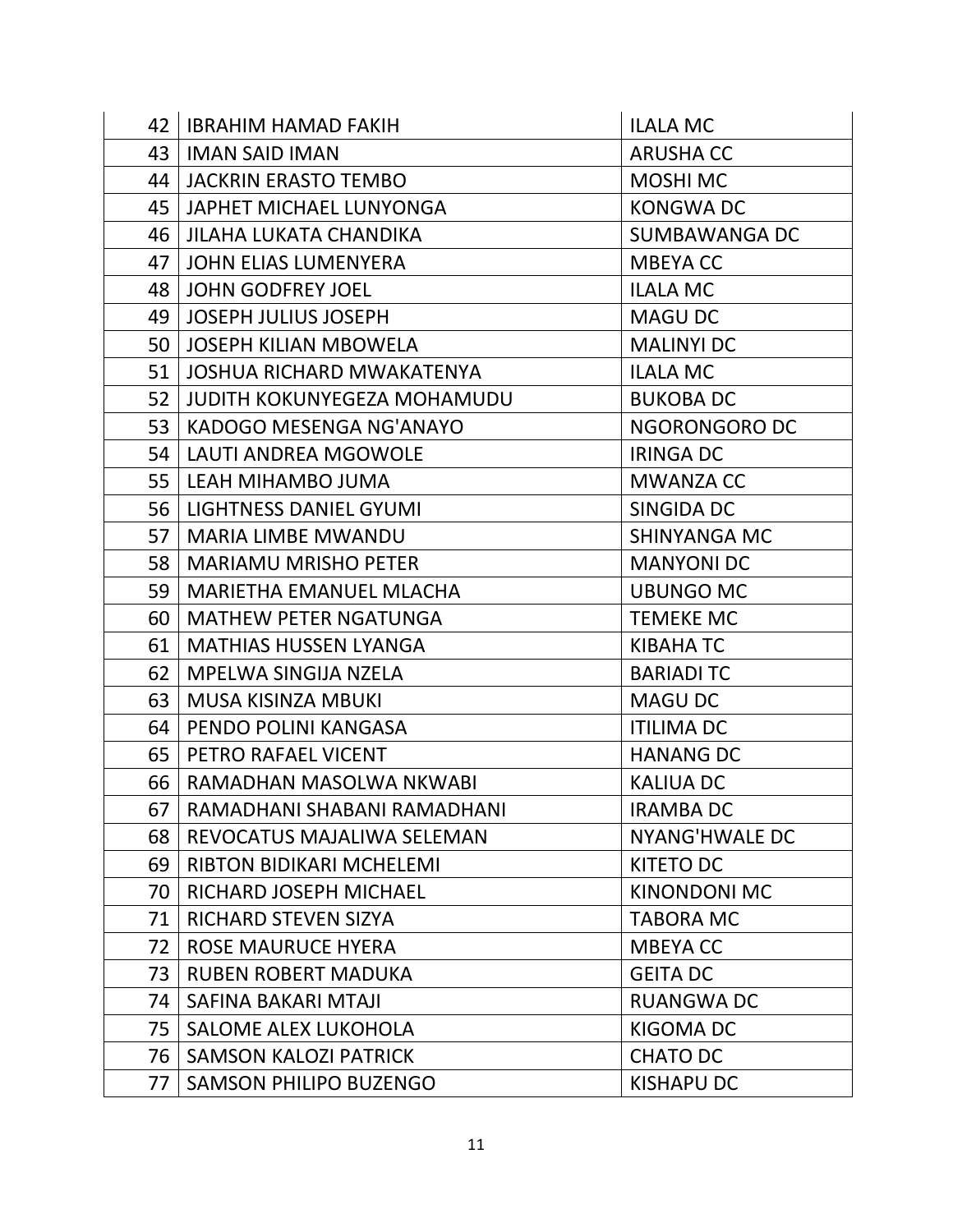| | | |
|---|---|---|
| 42 | IBRAHIM HAMAD FAKIH | ILALA MC |
| 43 | IMAN SAID IMAN | ARUSHA CC |
| 44 | JACKRIN ERASTO TEMBO | MOSHI MC |
| 45 | JAPHET MICHAEL LUNYONGA | KONGWA DC |
| 46 | JILAHA LUKATA CHANDIKA | SUMBAWANGA DC |
| 47 | JOHN ELIAS LUMENYERA | MBEYA CC |
| 48 | JOHN GODFREY JOEL | ILALA MC |
| 49 | JOSEPH JULIUS JOSEPH | MAGU DC |
| 50 | JOSEPH KILIAN MBOWELA | MALINYI DC |
| 51 | JOSHUA RICHARD MWAKATENYA | ILALA MC |
| 52 | JUDITH KOKUNYEGEZA MOHAMUDU | BUKOBA DC |
| 53 | KADOGO MESENGA NG'ANAYO | NGORONGORO DC |
| 54 | LAUTI ANDREA MGOWOLE | IRINGA DC |
| 55 | LEAH MIHAMBO JUMA | MWANZA CC |
| 56 | LIGHTNESS DANIEL GYUMI | SINGIDA DC |
| 57 | MARIA LIMBE MWANDU | SHINYANGA MC |
| 58 | MARIAMU MRISHO PETER | MANYONI DC |
| 59 | MARIETHA EMANUEL MLACHA | UBUNGO MC |
| 60 | MATHEW PETER NGATUNGA | TEMEKE MC |
| 61 | MATHIAS HUSSEN LYANGA | KIBAHA TC |
| 62 | MPELWA SINGIJA NZELA | BARIADI TC |
| 63 | MUSA KISINZA MBUKI | MAGU DC |
| 64 | PENDO POLINI KANGASA | ITILIMA DC |
| 65 | PETRO RAFAEL VICENT | HANANG DC |
| 66 | RAMADHAN MASOLWA NKWABI | KALIUA DC |
| 67 | RAMADHANI SHABANI RAMADHANI | IRAMBA DC |
| 68 | REVOCATUS MAJALIWA SELEMAN | NYANG'HWALE DC |
| 69 | RIBTON BIDIKARI MCHELEMI | KITETO DC |
| 70 | RICHARD JOSEPH MICHAEL | KINONDONI MC |
| 71 | RICHARD STEVEN SIZYA | TABORA MC |
| 72 | ROSE MAURUCE HYERA | MBEYA CC |
| 73 | RUBEN ROBERT MADUKA | GEITA DC |
| 74 | SAFINA BAKARI MTAJI | RUANGWA DC |
| 75 | SALOME ALEX LUKOHOLA | KIGOMA DC |
| 76 | SAMSON KALOZI PATRICK | CHATO DC |
| 77 | SAMSON PHILIPO BUZENGO | KISHAPU DC |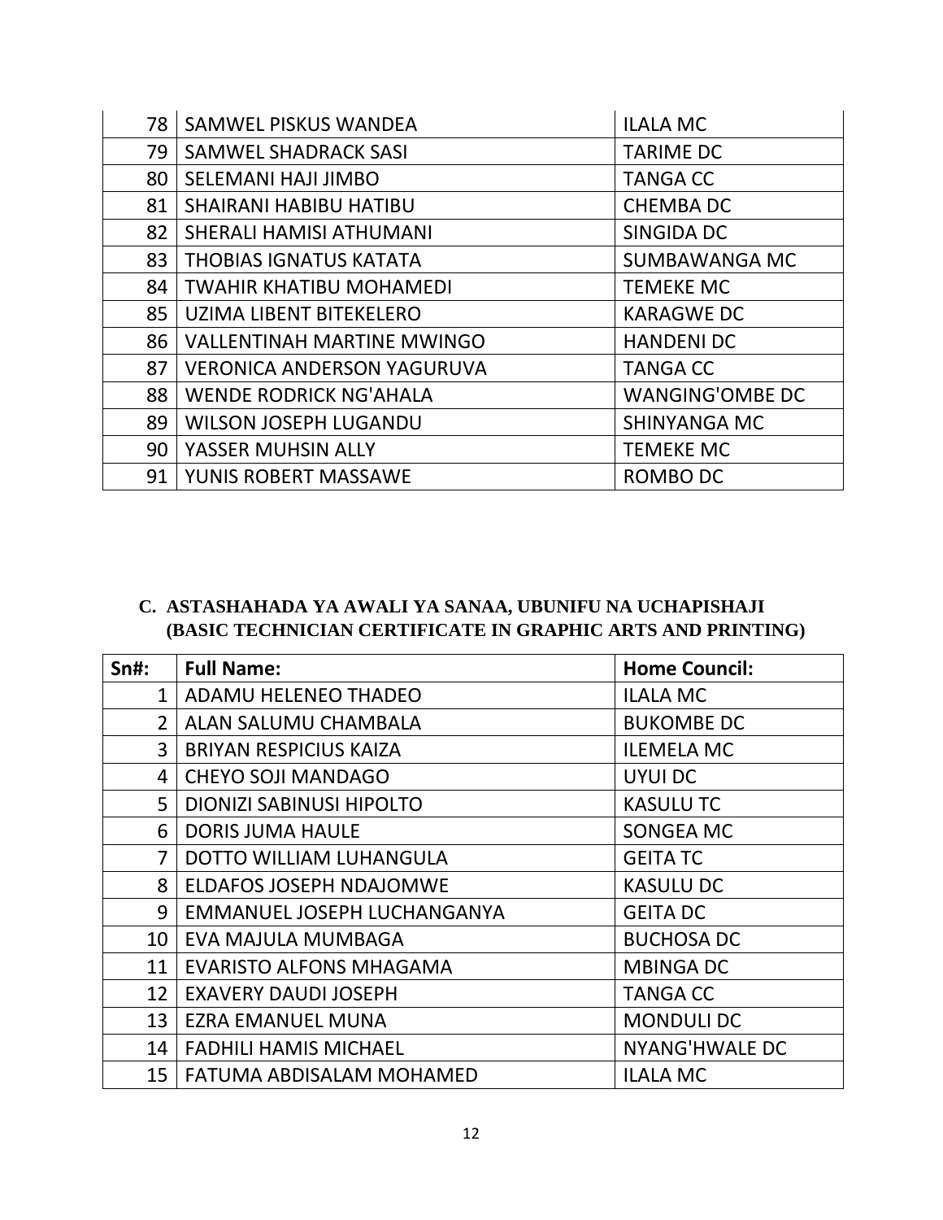| | | |
|---|---|---|
| 78 | SAMWEL PISKUS WANDEA | ILALA MC |
| 79 | SAMWEL SHADRACK SASI | TARIME DC |
| 80 | SELEMANI HAJI JIMBO | TANGA CC |
| 81 | SHAIRANI HABIBU HATIBU | CHEMBA DC |
| 82 | SHERALI HAMISI ATHUMANI | SINGIDA DC |
| 83 | THOBIAS IGNATUS KATATA | SUMBAWANGA MC |
| 84 | TWAHIR KHATIBU MOHAMEDI | TEMEKE MC |
| 85 | UZIMA LIBENT BITEKELERO | KARAGWE DC |
| 86 | VALLENTINAH MARTINE MWINGO | HANDENI DC |
| 87 | VERONICA ANDERSON YAGURUVA | TANGA CC |
| 88 | WENDE RODRICK NG'AHALA | WANGING'OMBE DC |
| 89 | WILSON JOSEPH LUGANDU | SHINYANGA MC |
| 90 | YASSER MUHSIN ALLY | TEMEKE MC |
| 91 | YUNIS ROBERT MASSAWE | ROMBO DC |

## C. ASTASHAHADA YA AWALI YA SANAA, UBUNIFU NA UCHAPISHAJI (BASIC TECHNICIAN CERTIFICATE IN GRAPHIC ARTS AND PRINTING)

| Sn#: | Full Name: | Home Council: |
|---|---|---|
| 1 | ADAMU HELENEO THADEO | ILALA MC |
| 2 | ALAN SALUMU CHAMBALA | BUKOMBE DC |
| 3 | BRIYAN RESPICIUS KAIZA | ILEMELA MC |
| 4 | CHEYO SOJI MANDAGO | UYUI DC |
| 5 | DIONIZI SABINUSI HIPOLTO | KASULU TC |
| 6 | DORIS JUMA HAULE | SONGEA MC |
| 7 | DOTTO WILLIAM LUHANGULA | GEITA TC |
| 8 | ELDAFOS JOSEPH NDAJOMWE | KASULU DC |
| 9 | EMMANUEL JOSEPH LUCHANGANYA | GEITA DC |
| 10 | EVA MAJULA MUMBAGA | BUCHOSA DC |
| 11 | EVARISTO ALFONS MHAGAMA | MBINGA DC |
| 12 | EXAVERY DAUDI JOSEPH | TANGA CC |
| 13 | EZRA EMANUEL MUNA | MONDULI DC |
| 14 | FADHILI HAMIS MICHAEL | NYANG'HWALE DC |
| 15 | FATUMA ABDISALAM MOHAMED | ILALA MC |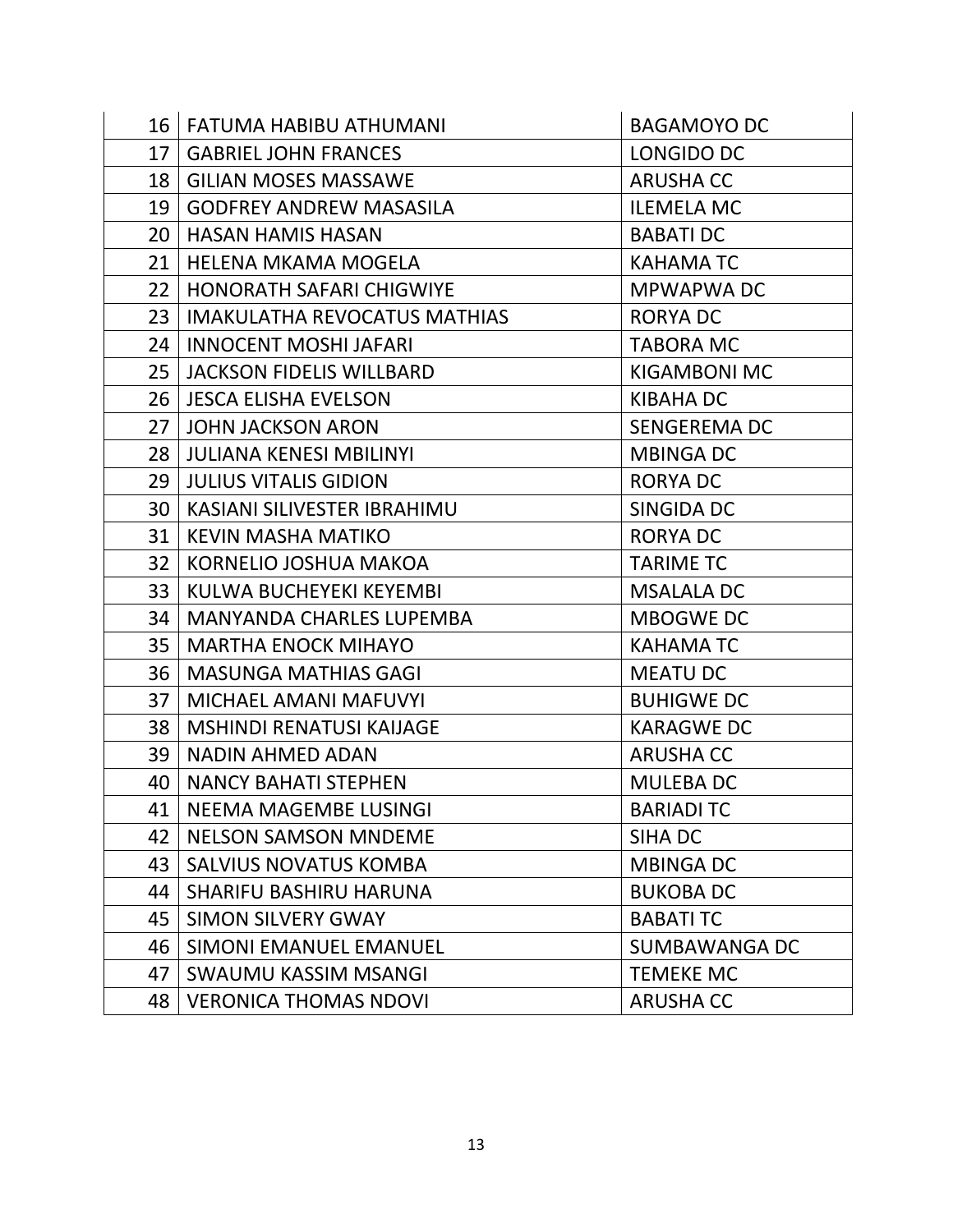| | | |
|---|---|---|
| 16 | FATUMA HABIBU ATHUMANI | BAGAMOYO DC |
| 17 | GABRIEL JOHN FRANCES | LONGIDO DC |
| 18 | GILIAN MOSES MASSAWE | ARUSHA CC |
| 19 | GODFREY ANDREW MASASILA | ILEMELA MC |
| 20 | HASAN HAMIS HASAN | BABATI DC |
| 21 | HELENA MKAMA MOGELA | KAHAMA TC |
| 22 | HONORATH SAFARI CHIGWIYE | MPWAPWA DC |
| 23 | IMAKULATHA REVOCATUS MATHIAS | RORYA DC |
| 24 | INNOCENT MOSHI JAFARI | TABORA MC |
| 25 | JACKSON FIDELIS WILLBARD | KIGAMBONI MC |
| 26 | JESCA ELISHA EVELSON | KIBAHA DC |
| 27 | JOHN JACKSON ARON | SENGEREMA DC |
| 28 | JULIANA KENESI MBILINYI | MBINGA DC |
| 29 | JULIUS VITALIS GIDION | RORYA DC |
| 30 | KASIANI SILIVESTER IBRAHIMU | SINGIDA DC |
| 31 | KEVIN MASHA MATIKO | RORYA DC |
| 32 | KORNELIO JOSHUA MAKOA | TARIME TC |
| 33 | KULWA BUCHEYEKI KEYEMBI | MSALALA DC |
| 34 | MANYANDA CHARLES LUPEMBA | MBOGWE DC |
| 35 | MARTHA ENOCK MIHAYO | KAHAMA TC |
| 36 | MASUNGA MATHIAS GAGI | MEATU DC |
| 37 | MICHAEL AMANI MAFUVYI | BUHIGWE DC |
| 38 | MSHINDI RENATUSI KAIJAGE | KARAGWE DC |
| 39 | NADIN AHMED ADAN | ARUSHA CC |
| 40 | NANCY BAHATI STEPHEN | MULEBA DC |
| 41 | NEEMA MAGEMBE LUSINGI | BARIADI TC |
| 42 | NELSON SAMSON MNDEME | SIHA DC |
| 43 | SALVIUS NOVATUS KOMBA | MBINGA DC |
| 44 | SHARIFU BASHIRU HARUNA | BUKOBA DC |
| 45 | SIMON SILVERY GWAY | BABATI TC |
| 46 | SIMONI EMANUEL EMANUEL | SUMBAWANGA DC |
| 47 | SWAUMU KASSIM MSANGI | TEMEKE MC |
| 48 | VERONICA THOMAS NDOVI | ARUSHA CC |